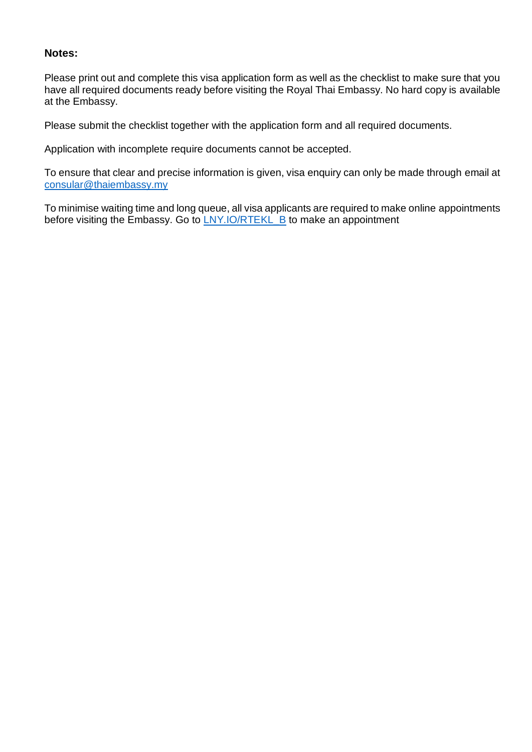**Notes:**

Please print out and complete this visa application form as well as the checklist to make sure that you have all required documents ready before visiting the Royal Thai Embassy. No hard copy is available at the Embassy.

Please submit the checklist together with the application form and all required documents.

Application with incomplete require documents cannot be accepted.

To ensure that clear and precise information is given, visa enquiry can only be made through email at consular@thaiembassy.my

To minimise waiting time and long queue, all visa applicants are required to make online appointments before visiting the Embassy. Go to LNY.IO/RTEKL_B to make an appointment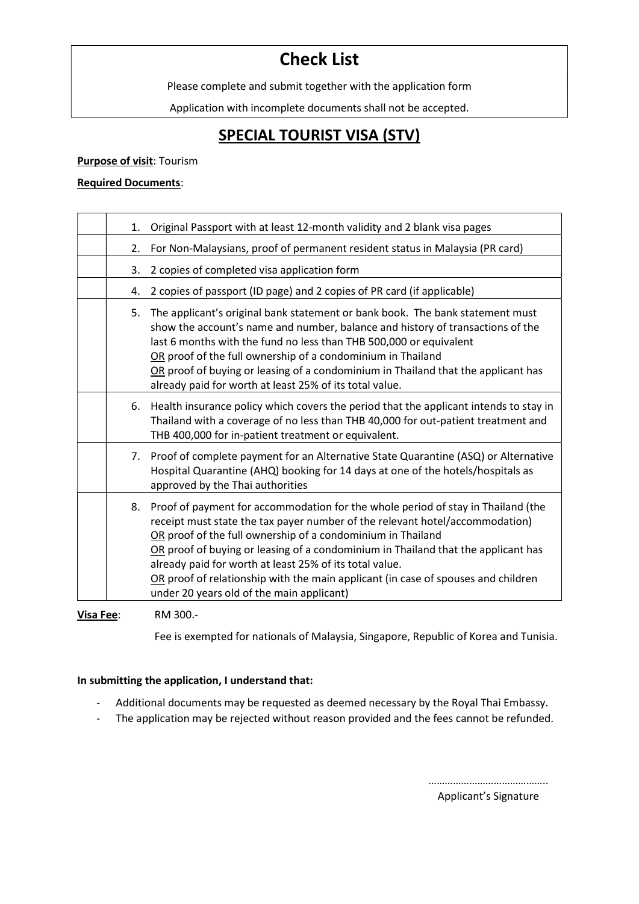# Check List

Please complete and submit together with the application form

Application with incomplete documents shall not be accepted.

## SPECIAL TOURIST VISA (STV)

**Purpose of visit**: Tourism

**Required Documents**:

| | |
|---|---|
| | 1. Original Passport with at least 12-month validity and 2 blank visa pages |
| | 2. For Non-Malaysians, proof of permanent resident status in Malaysia (PR card) |
| | 3. 2 copies of completed visa application form |
| | 4. 2 copies of passport (ID page) and 2 copies of PR card (if applicable) |
| | 5. The applicant's original bank statement or bank book. The bank statement must show the account's name and number, balance and history of transactions of the last 6 months with the fund no less than THB 500,000 or equivalent<br>OR proof of the full ownership of a condominium in Thailand<br>OR proof of buying or leasing of a condominium in Thailand that the applicant has already paid for worth at least 25% of its total value. |
| | 6. Health insurance policy which covers the period that the applicant intends to stay in Thailand with a coverage of no less than THB 40,000 for out-patient treatment and THB 400,000 for in-patient treatment or equivalent. |
| | 7. Proof of complete payment for an Alternative State Quarantine (ASQ) or Alternative Hospital Quarantine (AHQ) booking for 14 days at one of the hotels/hospitals as approved by the Thai authorities |
| | 8. Proof of payment for accommodation for the whole period of stay in Thailand (the receipt must state the tax payer number of the relevant hotel/accommodation)<br>OR proof of the full ownership of a condominium in Thailand<br>OR proof of buying or leasing of a condominium in Thailand that the applicant has already paid for worth at least 25% of its total value.<br>OR proof of relationship with the main applicant (in case of spouses and children under 20 years old of the main applicant) |

**Visa Fee**: RM 300.-

Fee is exempted for nationals of Malaysia, Singapore, Republic of Korea and Tunisia.

**In submitting the application, I understand that:**

- Additional documents may be requested as deemed necessary by the Royal Thai Embassy.
- The application may be rejected without reason provided and the fees cannot be refunded.

……………………………………..

Applicant's Signature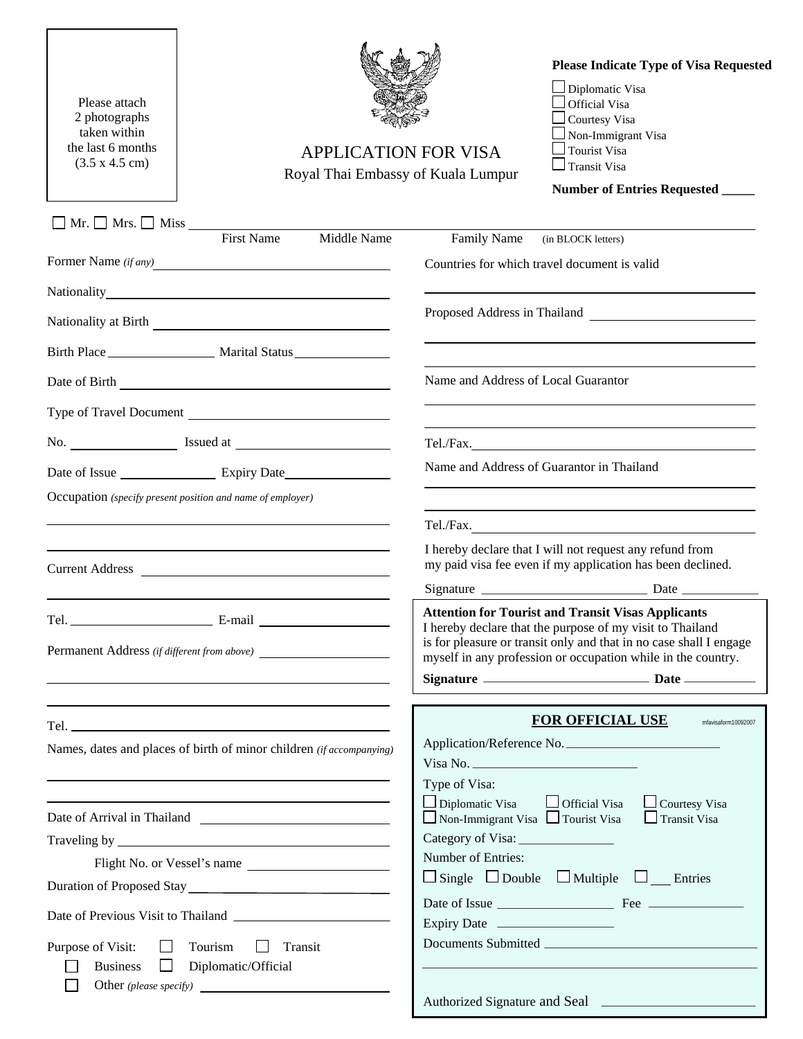Please attach 2 photographs taken within the last 6 months (3.5 x 4.5 cm)

# APPLICATION FOR VISA

Royal Thai Embassy of Kuala Lumpur

**Please Indicate Type of Visa Requested**

☐ Diplomatic Visa
☐ Official Visa
☐ Courtesy Visa
☐ Non-Immigrant Visa
☐ Tourist Visa
☐ Transit Visa

**Number of Entries Requested _____**

☐ Mr. ☐ Mrs. ☐ Miss ____________________________________________
First Name Middle Name Family Name (in BLOCK letters)

Former Name *(if any)* ______________________

Nationality ______________________

Nationality at Birth ______________________

Birth Place ____________ Marital Status ____________

Date of Birth ______________________

Type of Travel Document ______________________

No. ____________ Issued at ____________

Date of Issue ____________ Expiry Date ____________

Occupation *(specify present position and name of employer)*

______________________

______________________

Current Address ______________________

______________________

Tel. ____________ E-mail ____________

Permanent Address *(if different from above)* ______________________

______________________

______________________

Tel. ______________________

Names, dates and places of birth of minor children *(if accompanying)*

______________________

______________________

Date of Arrival in Thailand ______________________

Traveling by ______________________

Flight No. or Vessel's name ______________________

Duration of Proposed Stay ______________________

Date of Previous Visit to Thailand ______________________

Purpose of Visit: ☐ Tourism ☐ Transit
☐ Business ☐ Diplomatic/Official
☐ Other *(please specify)* ______________________

Countries for which travel document is valid

______________________

Proposed Address in Thailand ______________________

______________________

______________________

Name and Address of Local Guarantor

______________________

______________________

Tel./Fax. ______________________

Name and Address of Guarantor in Thailand

______________________

______________________

Tel./Fax. ______________________

I hereby declare that I will not request any refund from my paid visa fee even if my application has been declined.

Signature ______________________ Date ____________

**Attention for Tourist and Transit Visas Applicants**
I hereby declare that the purpose of my visit to Thailand is for pleasure or transit only and that in no case shall I engage myself in any profession or occupation while in the country.

**Signature** ______________________ **Date** ____________

## FOR OFFICIAL USE

mfavisaform10092007

Application/Reference No. ______________________

Visa No. ______________________

Type of Visa:
☐ Diplomatic Visa ☐ Official Visa ☐ Courtesy Visa
☐ Non-Immigrant Visa ☐ Tourist Visa ☐ Transit Visa

Category of Visa: ____________

Number of Entries:
☐ Single ☐ Double ☐ Multiple ☐ ___ Entries

Date of Issue ____________ Fee ____________

Expiry Date ____________

Documents Submitted ______________________

______________________

Authorized Signature and Seal ______________________